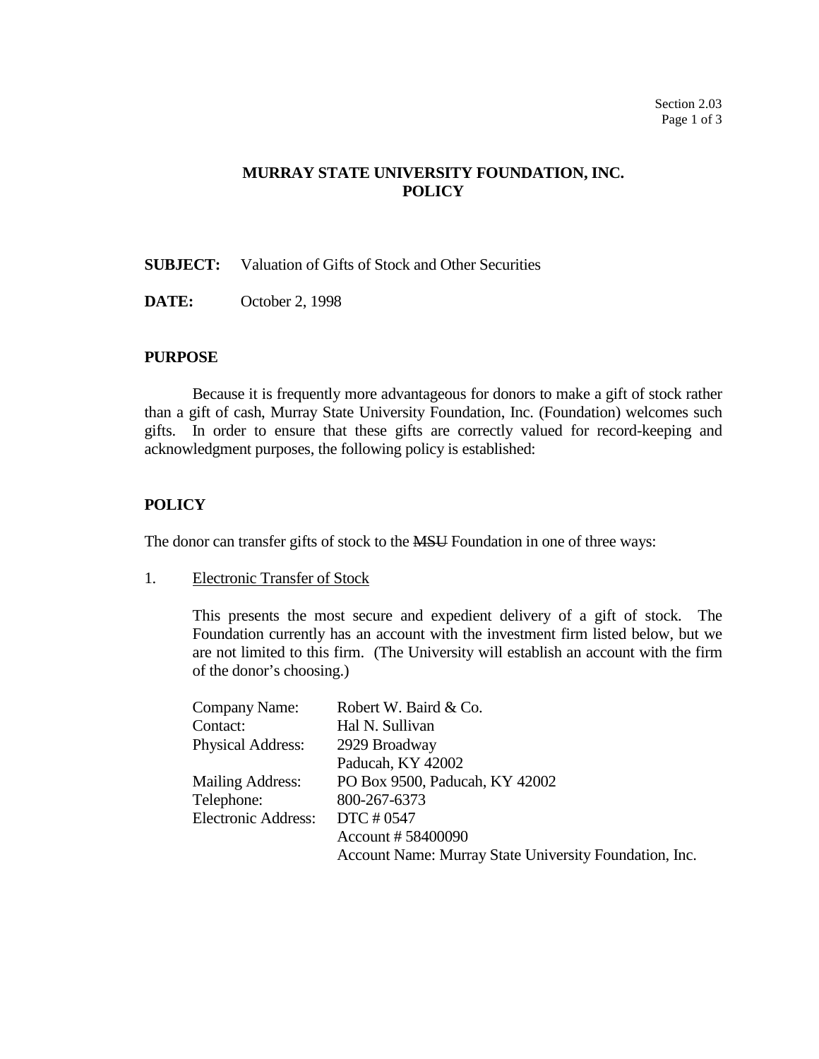**MURRAY STATE UNIVERSITY FOUNDATION, INC.**
**POLICY**

**SUBJECT:** Valuation of Gifts of Stock and Other Securities

**DATE:** October 2, 1998

## PURPOSE

Because it is frequently more advantageous for donors to make a gift of stock rather than a gift of cash, Murray State University Foundation, Inc. (Foundation) welcomes such gifts. In order to ensure that these gifts are correctly valued for record-keeping and acknowledgment purposes, the following policy is established:

## POLICY

The donor can transfer gifts of stock to the ~~MSU~~ Foundation in one of three ways:

1. Electronic Transfer of Stock

   This presents the most secure and expedient delivery of a gift of stock. The Foundation currently has an account with the investment firm listed below, but we are not limited to this firm. (The University will establish an account with the firm of the donor's choosing.)

   | | |
   |---|---|
   | Company Name: | Robert W. Baird & Co. |
   | Contact: | Hal N. Sullivan |
   | Physical Address: | 2929 Broadway<br>Paducah, KY 42002 |
   | Mailing Address: | PO Box 9500, Paducah, KY 42002 |
   | Telephone: | 800-267-6373 |
   | Electronic Address: | DTC # 0547<br>Account # 58400090<br>Account Name: Murray State University Foundation, Inc. |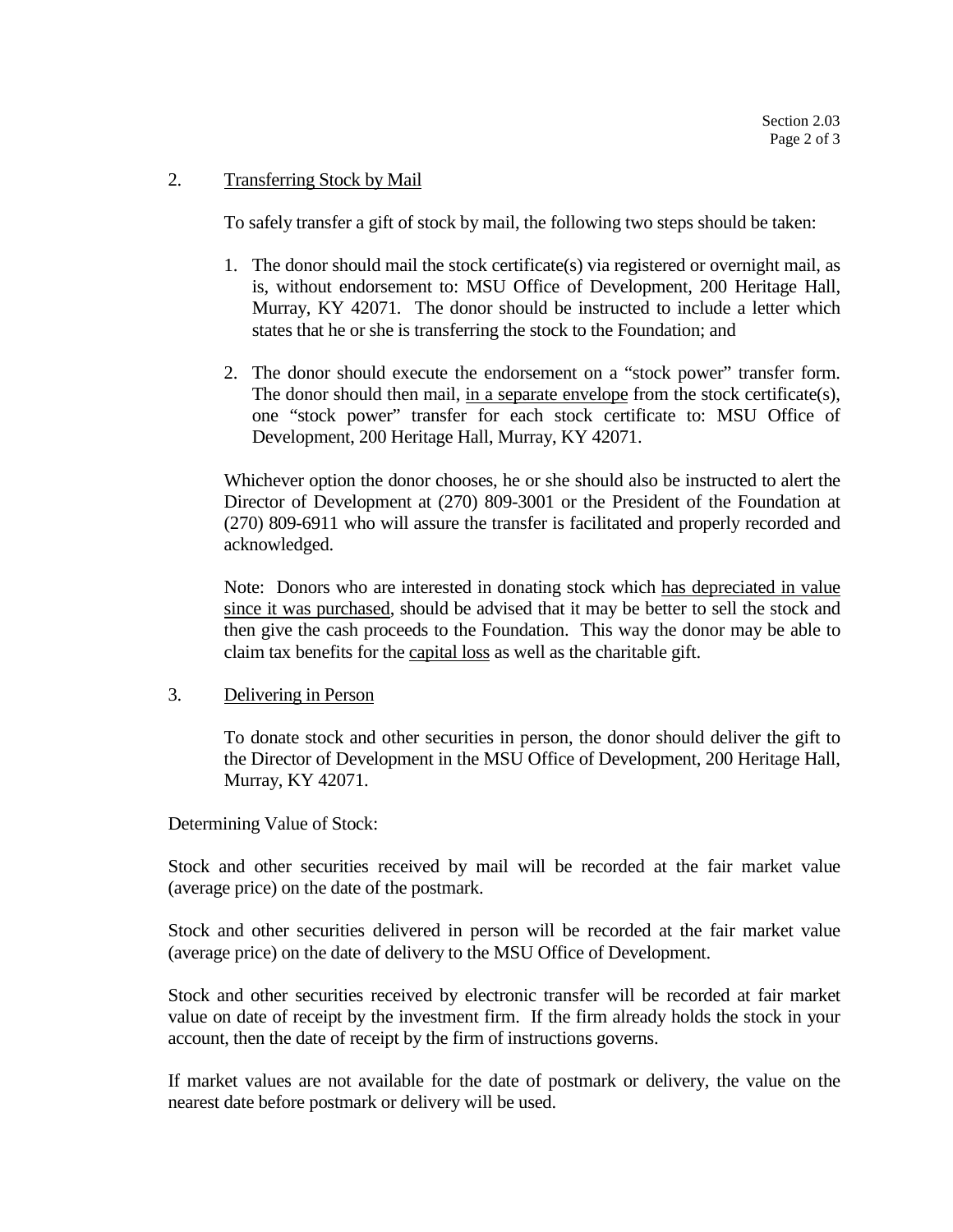2. Transferring Stock by Mail

   To safely transfer a gift of stock by mail, the following two steps should be taken:

   1. The donor should mail the stock certificate(s) via registered or overnight mail, as is, without endorsement to: MSU Office of Development, 200 Heritage Hall, Murray, KY 42071. The donor should be instructed to include a letter which states that he or she is transferring the stock to the Foundation; and

   2. The donor should execute the endorsement on a "stock power" transfer form. The donor should then mail, in a separate envelope from the stock certificate(s), one "stock power" transfer for each stock certificate to: MSU Office of Development, 200 Heritage Hall, Murray, KY 42071.

   Whichever option the donor chooses, he or she should also be instructed to alert the Director of Development at (270) 809-3001 or the President of the Foundation at (270) 809-6911 who will assure the transfer is facilitated and properly recorded and acknowledged.

   Note: Donors who are interested in donating stock which has depreciated in value since it was purchased, should be advised that it may be better to sell the stock and then give the cash proceeds to the Foundation. This way the donor may be able to claim tax benefits for the capital loss as well as the charitable gift.

3. Delivering in Person

   To donate stock and other securities in person, the donor should deliver the gift to the Director of Development in the MSU Office of Development, 200 Heritage Hall, Murray, KY 42071.

Determining Value of Stock:

Stock and other securities received by mail will be recorded at the fair market value (average price) on the date of the postmark.

Stock and other securities delivered in person will be recorded at the fair market value (average price) on the date of delivery to the MSU Office of Development.

Stock and other securities received by electronic transfer will be recorded at fair market value on date of receipt by the investment firm. If the firm already holds the stock in your account, then the date of receipt by the firm of instructions governs.

If market values are not available for the date of postmark or delivery, the value on the nearest date before postmark or delivery will be used.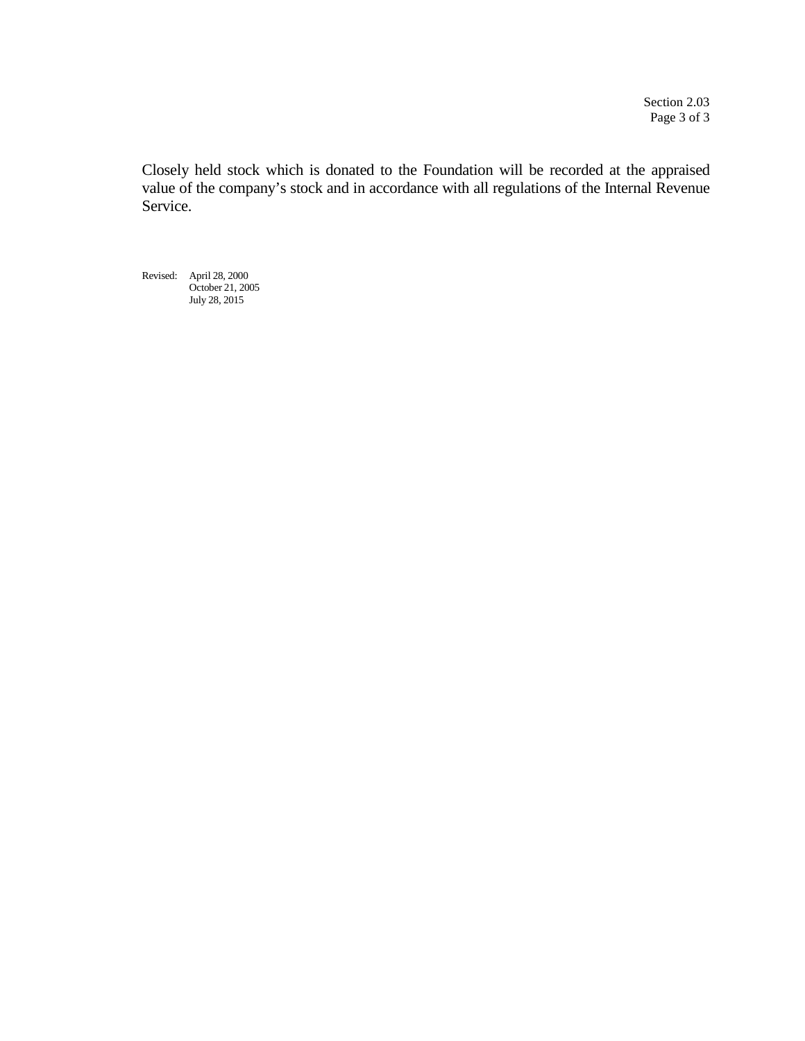Closely held stock which is donated to the Foundation will be recorded at the appraised value of the company's stock and in accordance with all regulations of the Internal Revenue Service.

Revised: April 28, 2000
October 21, 2005
July 28, 2015